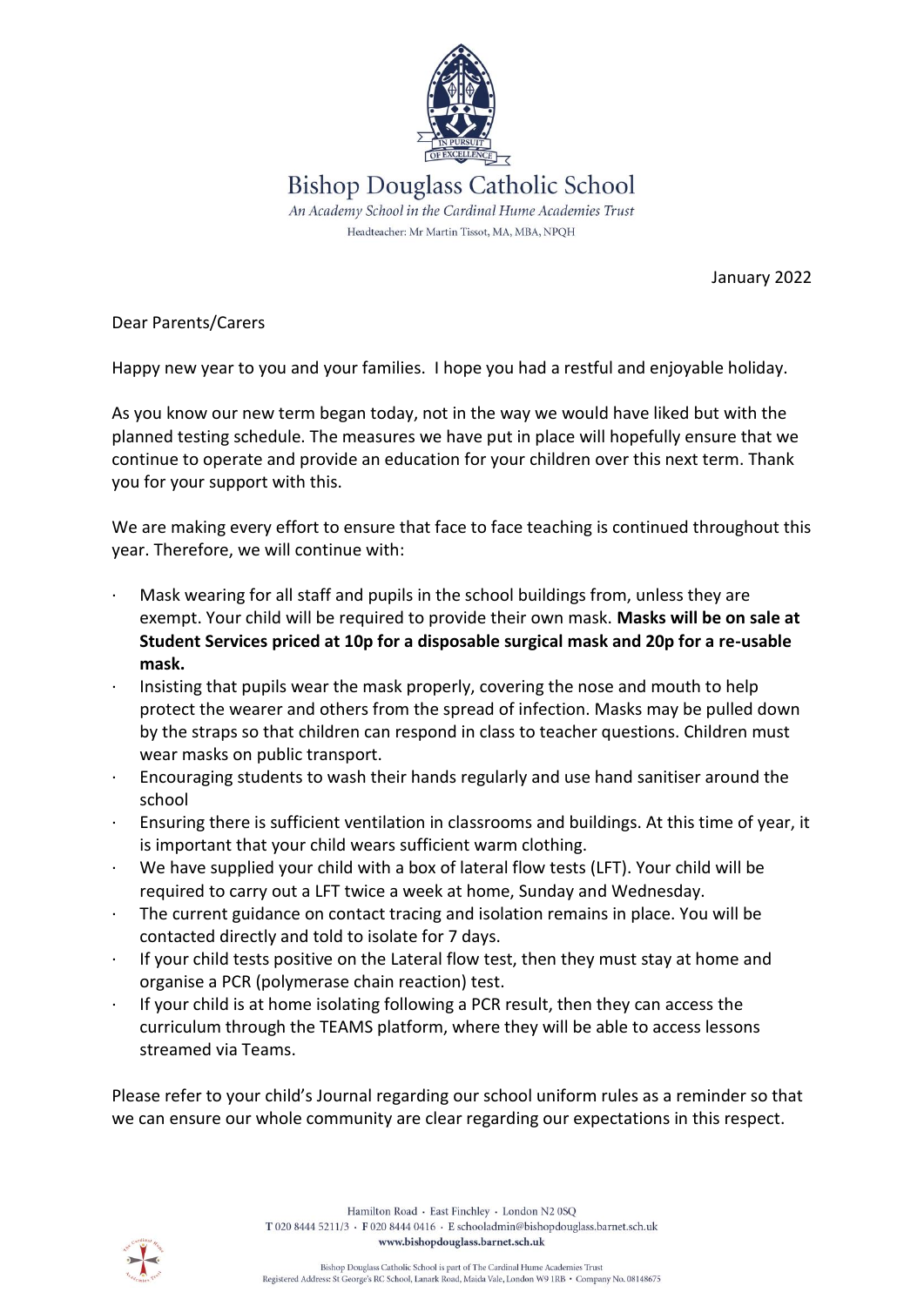Bishop Douglass Catholic School

*An Academy School in the Cardinal Hume Academies Trust*

Headteacher: Mr Martin Tissot, MA, MBA, NPQH

January 2022

Dear Parents/Carers

Happy new year to you and your families. I hope you had a restful and enjoyable holiday.

As you know our new term began today, not in the way we would have liked but with the planned testing schedule. The measures we have put in place will hopefully ensure that we continue to operate and provide an education for your children over this next term. Thank you for your support with this.

We are making every effort to ensure that face to face teaching is continued throughout this year. Therefore, we will continue with:

- Mask wearing for all staff and pupils in the school buildings from, unless they are exempt. Your child will be required to provide their own mask. **Masks will be on sale at Student Services priced at 10p for a disposable surgical mask and 20p for a re-usable mask.**
- Insisting that pupils wear the mask properly, covering the nose and mouth to help protect the wearer and others from the spread of infection. Masks may be pulled down by the straps so that children can respond in class to teacher questions. Children must wear masks on public transport.
- Encouraging students to wash their hands regularly and use hand sanitiser around the school
- Ensuring there is sufficient ventilation in classrooms and buildings. At this time of year, it is important that your child wears sufficient warm clothing.
- We have supplied your child with a box of lateral flow tests (LFT). Your child will be required to carry out a LFT twice a week at home, Sunday and Wednesday.
- The current guidance on contact tracing and isolation remains in place. You will be contacted directly and told to isolate for 7 days.
- If your child tests positive on the Lateral flow test, then they must stay at home and organise a PCR (polymerase chain reaction) test.
- If your child is at home isolating following a PCR result, then they can access the curriculum through the TEAMS platform, where they will be able to access lessons streamed via Teams.

Please refer to your child's Journal regarding our school uniform rules as a reminder so that we can ensure our whole community are clear regarding our expectations in this respect.

Hamilton Road · East Finchley · London N2 0SQ
T 020 8444 5211/3 · F 020 8444 0416 · E schooladmin@bishopdouglass.barnet.sch.uk
www.bishopdouglass.barnet.sch.uk

Bishop Douglass Catholic School is part of The Cardinal Hume Academies Trust
Registered Address: St George's RC School, Lanark Road, Maida Vale, London W9 1RB · Company No. 08148675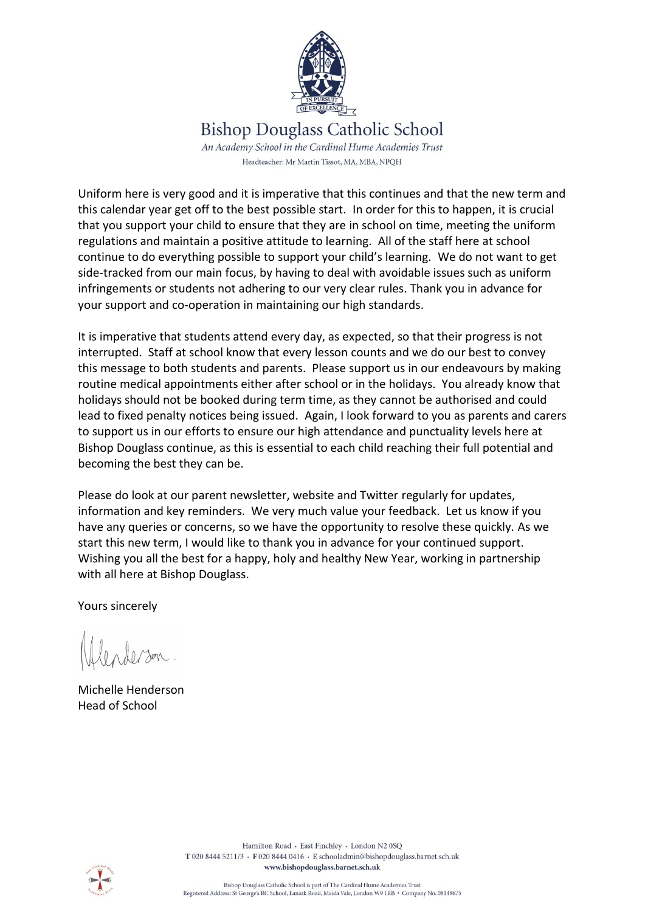# Bishop Douglass Catholic School

*An Academy School in the Cardinal Hume Academies Trust*

Headteacher: Mr Martin Tissot, MA, MBA, NPQH

Uniform here is very good and it is imperative that this continues and that the new term and this calendar year get off to the best possible start. In order for this to happen, it is crucial that you support your child to ensure that they are in school on time, meeting the uniform regulations and maintain a positive attitude to learning. All of the staff here at school continue to do everything possible to support your child's learning. We do not want to get side-tracked from our main focus, by having to deal with avoidable issues such as uniform infringements or students not adhering to our very clear rules. Thank you in advance for your support and co-operation in maintaining our high standards.

It is imperative that students attend every day, as expected, so that their progress is not interrupted. Staff at school know that every lesson counts and we do our best to convey this message to both students and parents. Please support us in our endeavours by making routine medical appointments either after school or in the holidays. You already know that holidays should not be booked during term time, as they cannot be authorised and could lead to fixed penalty notices being issued. Again, I look forward to you as parents and carers to support us in our efforts to ensure our high attendance and punctuality levels here at Bishop Douglass continue, as this is essential to each child reaching their full potential and becoming the best they can be.

Please do look at our parent newsletter, website and Twitter regularly for updates, information and key reminders. We very much value your feedback. Let us know if you have any queries or concerns, so we have the opportunity to resolve these quickly. As we start this new term, I would like to thank you in advance for your continued support. Wishing you all the best for a happy, holy and healthy New Year, working in partnership with all here at Bishop Douglass.

Yours sincerely

Michelle Henderson
Head of School

Hamilton Road · East Finchley · London N2 0SQ
T 020 8444 5211/3 · F 020 8444 0416 · E schooladmin@bishopdouglass.barnet.sch.uk
www.bishopdouglass.barnet.sch.uk

Bishop Douglass Catholic School is part of The Cardinal Hume Academies Trust
Registered Address: St George's RC School, Lanark Road, Maida Vale, London W9 1RB · Company No. 08148675